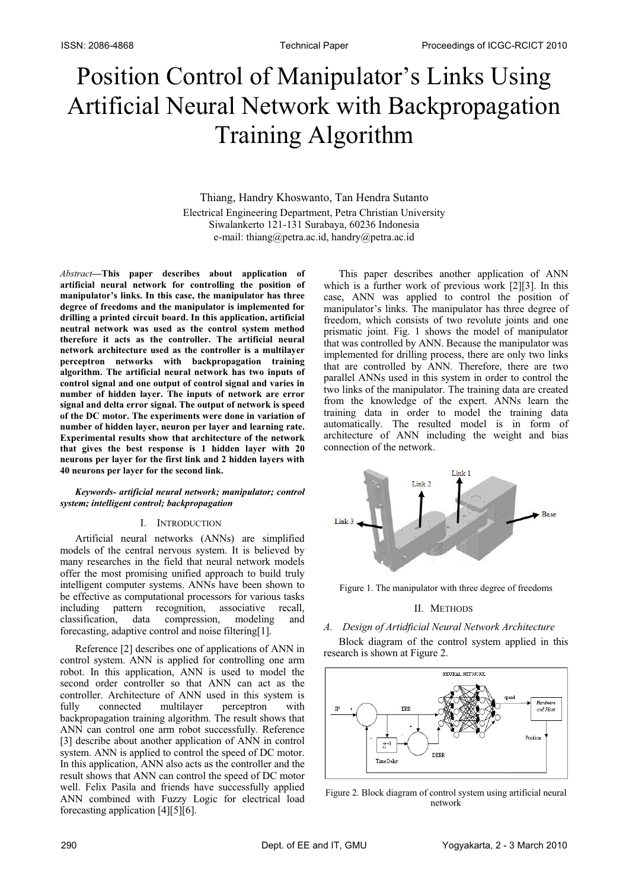# Position Control of Manipulator's Links Using Artificial Neural Network with Backpropagation Training Algorithm

Thiang, Handry Khoswanto, Tan Hendra Sutanto

Electrical Engineering Department, Petra Christian University
Siwalankerto 121-131 Surabaya, 60236 Indonesia
e-mail: thiang@petra.ac.id, handry@petra.ac.id

*Abstract*—**This paper describes about application of artificial neural network for controlling the position of manipulator's links. In this case, the manipulator has three degree of freedoms and the manipulator is implemented for drilling a printed circuit board. In this application, artificial neutral network was used as the control system method therefore it acts as the controller. The artificial neural network architecture used as the controller is a multilayer perceptron networks with backpropagation training algorithm. The artificial neural network has two inputs of control signal and one output of control signal and varies in number of hidden layer. The inputs of network are error signal and delta error signal. The output of network is speed of the DC motor. The experiments were done in variation of number of hidden layer, neuron per layer and learning rate. Experimental results show that architecture of the network that gives the best response is 1 hidden layer with 20 neurons per layer for the first link and 2 hidden layers with 40 neurons per layer for the second link.**

***Keywords- artificial neural network; manipulator; control system; intelligent control; backpropagation***

## I. Introduction

Artificial neural networks (ANNs) are simplified models of the central nervous system. It is believed by many researches in the field that neural network models offer the most promising unified approach to build truly intelligent computer systems. ANNs have been shown to be effective as computational processors for various tasks including pattern recognition, associative recall, classification, data compression, modeling and forecasting, adaptive control and noise filtering[1].

Reference [2] describes one of applications of ANN in control system. ANN is applied for controlling one arm robot. In this application, ANN is used to model the second order controller so that ANN can act as the controller. Architecture of ANN used in this system is fully connected multilayer perceptron with backpropagation training algorithm. The result shows that ANN can control one arm robot successfully. Reference [3] describe about another application of ANN in control system. ANN is applied to control the speed of DC motor. In this application, ANN also acts as the controller and the result shows that ANN can control the speed of DC motor well. Felix Pasila and friends have successfully applied ANN combined with Fuzzy Logic for electrical load forecasting application [4][5][6].

This paper describes another application of ANN which is a further work of previous work [2][3]. In this case, ANN was applied to control the position of manipulator's links. The manipulator has three degree of freedom, which consists of two revolute joints and one prismatic joint. Fig. 1 shows the model of manipulator that was controlled by ANN. Because the manipulator was implemented for drilling process, there are only two links that are controlled by ANN. Therefore, there are two parallel ANNs used in this system in order to control the two links of the manipulator. The training data are created from the knowledge of the expert. ANNs learn the training data in order to model the training data automatically. The resulted model is in form of architecture of ANN including the weight and bias connection of the network.

Figure 1. The manipulator with three degree of freedoms

## II. Methods

### A. Design of Artidficial Neural Network Architecture

Block diagram of the control system applied in this research is shown at Figure 2.

Figure 2. Block diagram of control system using artificial neural network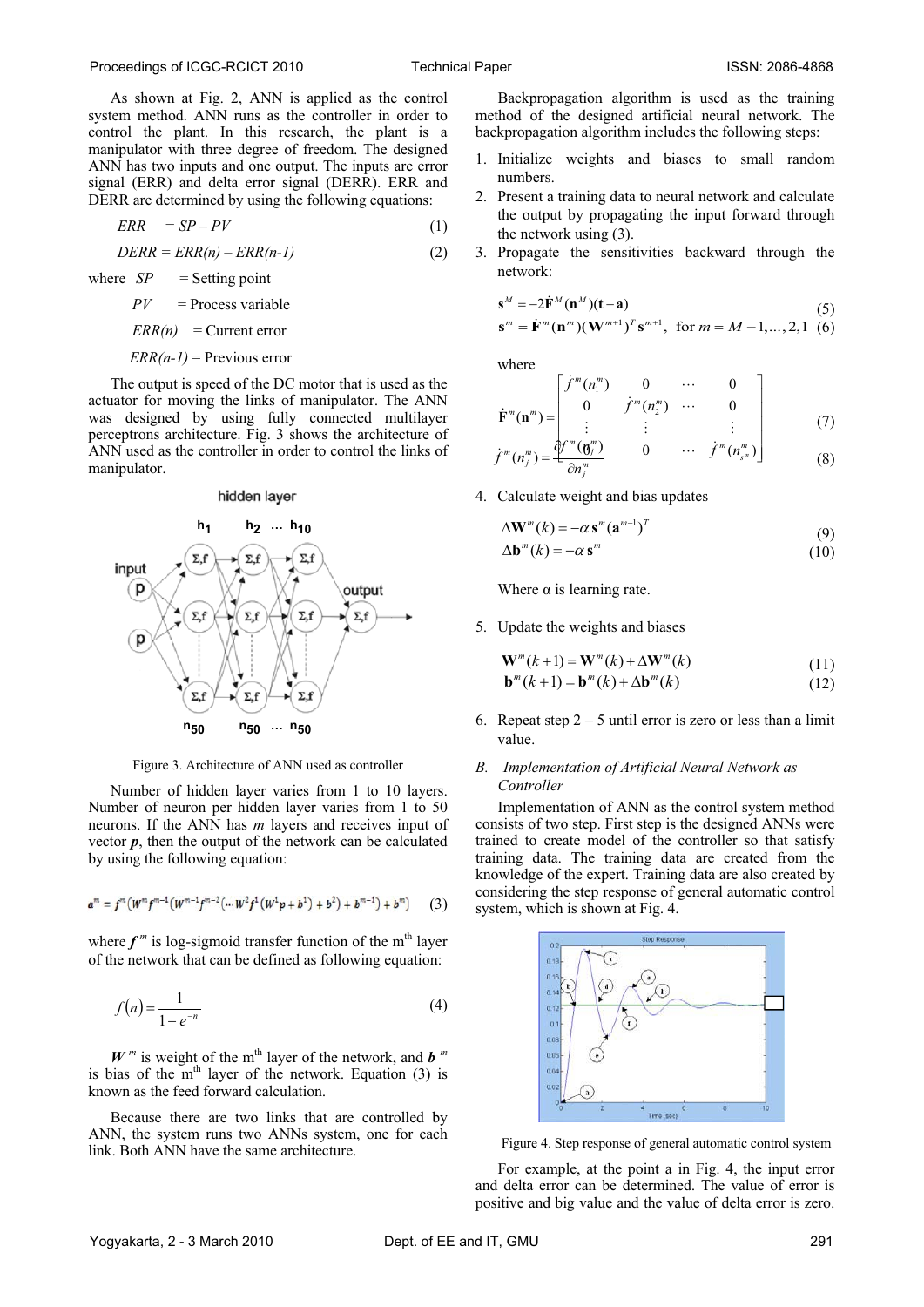As shown at Fig. 2, ANN is applied as the control system method. ANN runs as the controller in order to control the plant. In this research, the plant is a manipulator with three degree of freedom. The designed ANN has two inputs and one output. The inputs are error signal (ERR) and delta error signal (DERR). ERR and DERR are determined by using the following equations:

$$ERR = SP - PV \tag{1}$$

$$DERR = ERR(n) - ERR(n\text{-}1) \tag{2}$$

where $SP$ = Setting point

$PV$ = Process variable

$ERR(n)$ = Current error

$ERR(n\text{-}1)$ = Previous error

The output is speed of the DC motor that is used as the actuator for moving the links of manipulator. The ANN was designed by using fully connected multilayer perceptrons architecture. Fig. 3 shows the architecture of ANN used as the controller in order to control the links of manipulator.

Figure 3. Architecture of ANN used as controller

Number of hidden layer varies from 1 to 10 layers. Number of neuron per hidden layer varies from 1 to 50 neurons. If the ANN has *m* layers and receives input of vector ***p***, then the output of the network can be calculated by using the following equation:

$$a^m = f^m\left(W^m f^{m-1}\left(W^{m-1} f^{m-2}\left(\cdots W^2 f^1\left(W^1 p + b^1\right) + b^2\right) + b^{m-1}\right) + b^m\right) \tag{3}$$

where $f^m$ is log-sigmoid transfer function of the m[th] layer of the network that can be defined as following equation:

$$f(n) = \frac{1}{1+e^{-n}} \tag{4}$$

$W^m$ is weight of the m[th] layer of the network, and $b^m$ is bias of the m[th] layer of the network. Equation (3) is known as the feed forward calculation.

Because there are two links that are controlled by ANN, the system runs two ANNs system, one for each link. Both ANN have the same architecture.

Backpropagation algorithm is used as the training method of the designed artificial neural network. The backpropagation algorithm includes the following steps:

1. Initialize weights and biases to small random numbers.
2. Present a training data to neural network and calculate the output by propagating the input forward through the network using (3).
3. Propagate the sensitivities backward through the network:

$$\mathbf{s}^M = -2\dot{\mathbf{F}}^M(\mathbf{n}^M)(\mathbf{t}-\mathbf{a}) \tag{5}$$

$$\mathbf{s}^m = \dot{\mathbf{F}}^m(\mathbf{n}^m)(\mathbf{W}^{m+1})^T\mathbf{s}^{m+1}, \text{ for } m = M-1,\ldots,2,1 \tag{6}$$

where

$$\dot{\mathbf{F}}^m(\mathbf{n}^m) = \begin{bmatrix} \dot{f}^m(n_1^m) & 0 & \cdots & 0 \\ 0 & \dot{f}^m(n_2^m) & \cdots & 0 \\ \vdots & \vdots & & \vdots \\ 0 & 0 & \cdots & \dot{f}^m(n_{s^m}^m) \end{bmatrix} \tag{7}$$

$$\dot{f}^m(n_j^m) = \frac{\partial f^m(n_j^m)}{\partial n_j^m} \tag{8}$$

4. Calculate weight and bias updates

$$\Delta\mathbf{W}^m(k) = -\alpha\,\mathbf{s}^m(\mathbf{a}^{m-1})^T \tag{9}$$

$$\Delta\mathbf{b}^m(k) = -\alpha\,\mathbf{s}^m \tag{10}$$

Where α is learning rate.

5. Update the weights and biases

$$\mathbf{W}^m(k+1) = \mathbf{W}^m(k) + \Delta\mathbf{W}^m(k) \tag{11}$$

$$\mathbf{b}^m(k+1) = \mathbf{b}^m(k) + \Delta\mathbf{b}^m(k) \tag{12}$$

6. Repeat step 2 – 5 until error is zero or less than a limit value.

### B. Implementation of Artificial Neural Network as Controller

Implementation of ANN as the control system method consists of two step. First step is the designed ANNs were trained to create model of the controller so that satisfy training data. The training data are created from the knowledge of the expert. Training data are also created by considering the step response of general automatic control system, which is shown at Fig. 4.

Figure 4. Step response of general automatic control system

For example, at the point a in Fig. 4, the input error and delta error can be determined. The value of error is positive and big value and the value of delta error is zero.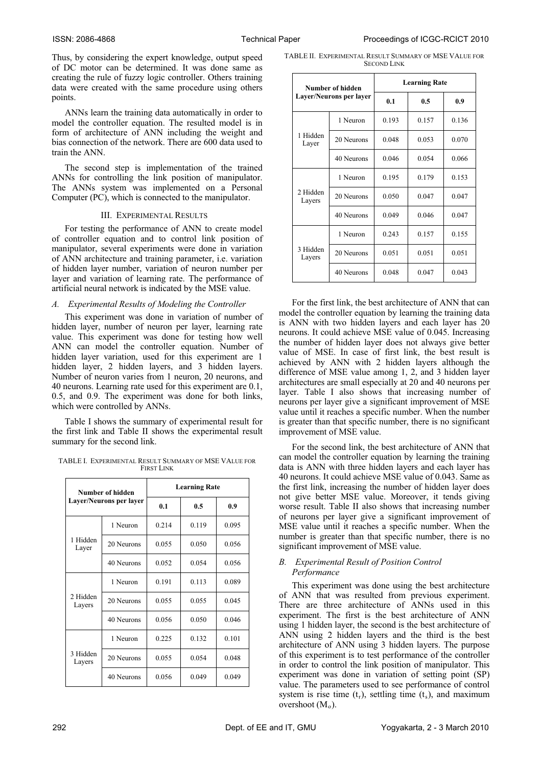Thus, by considering the expert knowledge, output speed of DC motor can be determined. It was done same as creating the rule of fuzzy logic controller. Others training data were created with the same procedure using others points.

ANNs learn the training data automatically in order to model the controller equation. The resulted model is in form of architecture of ANN including the weight and bias connection of the network. There are 600 data used to train the ANN.

The second step is implementation of the trained ANNs for controlling the link position of manipulator. The ANNs system was implemented on a Personal Computer (PC), which is connected to the manipulator.

## III. Experimental Results

For testing the performance of ANN to create model of controller equation and to control link position of manipulator, several experiments were done in variation of ANN architecture and training parameter, i.e. variation of hidden layer number, variation of neuron number per layer and variation of learning rate. The performance of artificial neural network is indicated by the MSE value.

### *A. Experimental Results of Modeling the Controller*

This experiment was done in variation of number of hidden layer, number of neuron per layer, learning rate value. This experiment was done for testing how well ANN can model the controller equation. Number of hidden layer variation, used for this experiment are 1 hidden layer, 2 hidden layers, and 3 hidden layers. Number of neuron varies from 1 neuron, 20 neurons, and 40 neurons. Learning rate used for this experiment are 0.1, 0.5, and 0.9. The experiment was done for both links, which were controlled by ANNs.

Table I shows the summary of experimental result for the first link and Table II shows the experimental result summary for the second link.

TABLE I. Experimental Result Summary of MSE Value for First Link

| Number of hidden Layer/Neurons per layer | | Learning Rate | | |
|---|---|---|---|---|
| | | 0.1 | 0.5 | 0.9 |
| 1 Hidden Layer | 1 Neuron | 0.214 | 0.119 | 0.095 |
| | 20 Neurons | 0.055 | 0.050 | 0.056 |
| | 40 Neurons | 0.052 | 0.054 | 0.056 |
| 2 Hidden Layers | 1 Neuron | 0.191 | 0.113 | 0.089 |
| | 20 Neurons | 0.055 | 0.055 | 0.045 |
| | 40 Neurons | 0.056 | 0.050 | 0.046 |
| 3 Hidden Layers | 1 Neuron | 0.225 | 0.132 | 0.101 |
| | 20 Neurons | 0.055 | 0.054 | 0.048 |
| | 40 Neurons | 0.056 | 0.049 | 0.049 |

TABLE II. Experimental Result Summary of MSE Value for Second Link

| Number of hidden Layer/Neurons per layer | | Learning Rate | | |
|---|---|---|---|---|
| | | 0.1 | 0.5 | 0.9 |
| 1 Hidden Layer | 1 Neuron | 0.193 | 0.157 | 0.136 |
| | 20 Neurons | 0.048 | 0.053 | 0.070 |
| | 40 Neurons | 0.046 | 0.054 | 0.066 |
| 2 Hidden Layers | 1 Neuron | 0.195 | 0.179 | 0.153 |
| | 20 Neurons | 0.050 | 0.047 | 0.047 |
| | 40 Neurons | 0.049 | 0.046 | 0.047 |
| 3 Hidden Layers | 1 Neuron | 0.243 | 0.157 | 0.155 |
| | 20 Neurons | 0.051 | 0.051 | 0.051 |
| | 40 Neurons | 0.048 | 0.047 | 0.043 |

For the first link, the best architecture of ANN that can model the controller equation by learning the training data is ANN with two hidden layers and each layer has 20 neurons. It could achieve MSE value of 0.045. Increasing the number of hidden layer does not always give better value of MSE. In case of first link, the best result is achieved by ANN with 2 hidden layers although the difference of MSE value among 1, 2, and 3 hidden layer architectures are small especially at 20 and 40 neurons per layer. Table I also shows that increasing number of neurons per layer give a significant improvement of MSE value until it reaches a specific number. When the number is greater than that specific number, there is no significant improvement of MSE value.

For the second link, the best architecture of ANN that can model the controller equation by learning the training data is ANN with three hidden layers and each layer has 40 neurons. It could achieve MSE value of 0.043. Same as the first link, increasing the number of hidden layer does not give better MSE value. Moreover, it tends giving worse result. Table II also shows that increasing number of neurons per layer give a significant improvement of MSE value until it reaches a specific number. When the number is greater than that specific number, there is no significant improvement of MSE value.

### *B. Experimental Result of Position Control Performance*

This experiment was done using the best architecture of ANN that was resulted from previous experiment. There are three architecture of ANNs used in this experiment. The first is the best architecture of ANN using 1 hidden layer, the second is the best architecture of ANN using 2 hidden layers and the third is the best architecture of ANN using 3 hidden layers. The purpose of this experiment is to test performance of the controller in order to control the link position of manipulator. This experiment was done in variation of setting point (SP) value. The parameters used to see performance of control system is rise time ($t_r$), settling time ($t_s$), and maximum overshoot ($M_o$).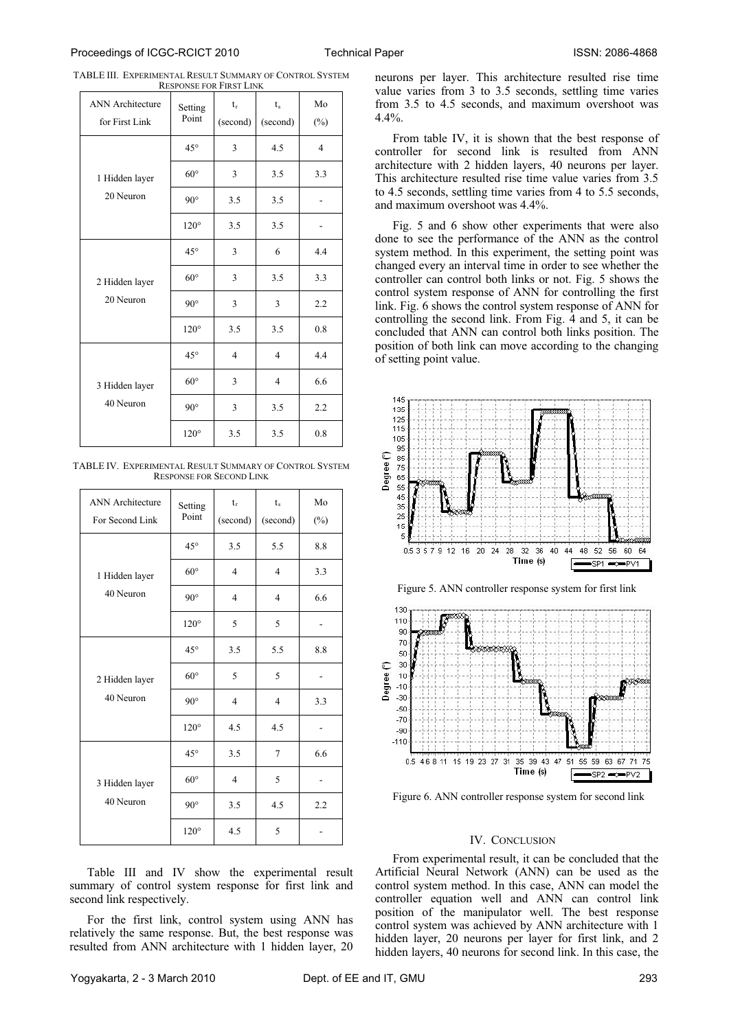TABLE III. Experimental Result Summary of Control System Response for First Link

| ANN Architecture for First Link | Setting Point | $t_r$ (second) | $t_s$ (second) | Mo (%) |
|---|---|---|---|---|
| 1 Hidden layer 20 Neuron | 45° | 3 | 4.5 | 4 |
| | 60° | 3 | 3.5 | 3.3 |
| | 90° | 3.5 | 3.5 | - |
| | 120° | 3.5 | 3.5 | - |
| 2 Hidden layer 20 Neuron | 45° | 3 | 6 | 4.4 |
| | 60° | 3 | 3.5 | 3.3 |
| | 90° | 3 | 3 | 2.2 |
| | 120° | 3.5 | 3.5 | 0.8 |
| 3 Hidden layer 40 Neuron | 45° | 4 | 4 | 4.4 |
| | 60° | 3 | 4 | 6.6 |
| | 90° | 3 | 3.5 | 2.2 |
| | 120° | 3.5 | 3.5 | 0.8 |

TABLE IV. Experimental Result Summary of Control System Response for Second Link

| ANN Architecture For Second Link | Setting Point | $t_r$ (second) | $t_s$ (second) | Mo (%) |
|---|---|---|---|---|
| 1 Hidden layer 40 Neuron | 45° | 3.5 | 5.5 | 8.8 |
| | 60° | 4 | 4 | 3.3 |
| | 90° | 4 | 4 | 6.6 |
| | 120° | 5 | 5 | - |
| 2 Hidden layer 40 Neuron | 45° | 3.5 | 5.5 | 8.8 |
| | 60° | 5 | 5 | - |
| | 90° | 4 | 4 | 3.3 |
| | 120° | 4.5 | 4.5 | - |
| 3 Hidden layer 40 Neuron | 45° | 3.5 | 7 | 6.6 |
| | 60° | 4 | 5 | - |
| | 90° | 3.5 | 4.5 | 2.2 |
| | 120° | 4.5 | 5 | - |

Table III and IV show the experimental result summary of control system response for first link and second link respectively.

For the first link, control system using ANN has relatively the same response. But, the best response was resulted from ANN architecture with 1 hidden layer, 20 neurons per layer. This architecture resulted rise time value varies from 3 to 3.5 seconds, settling time varies from 3.5 to 4.5 seconds, and maximum overshoot was 4.4%.

From table IV, it is shown that the best response of controller for second link is resulted from ANN architecture with 2 hidden layers, 40 neurons per layer. This architecture resulted rise time value varies from 3.5 to 4.5 seconds, settling time varies from 4 to 5.5 seconds, and maximum overshoot was 4.4%.

Fig. 5 and 6 show other experiments that were also done to see the performance of the ANN as the control system method. In this experiment, the setting point was changed every an interval time in order to see whether the controller can control both links or not. Fig. 5 shows the control system response of ANN for controlling the first link. Fig. 6 shows the control system response of ANN for controlling the second link. From Fig. 4 and 5, it can be concluded that ANN can control both links position. The position of both link can move according to the changing of setting point value.

Figure 5. ANN controller response system for first link

Figure 6. ANN controller response system for second link

## IV. Conclusion

From experimental result, it can be concluded that the Artificial Neural Network (ANN) can be used as the control system method. In this case, ANN can model the controller equation well and ANN can control link position of the manipulator well. The best response control system was achieved by ANN architecture with 1 hidden layer, 20 neurons per layer for first link, and 2 hidden layers, 40 neurons for second link. In this case, the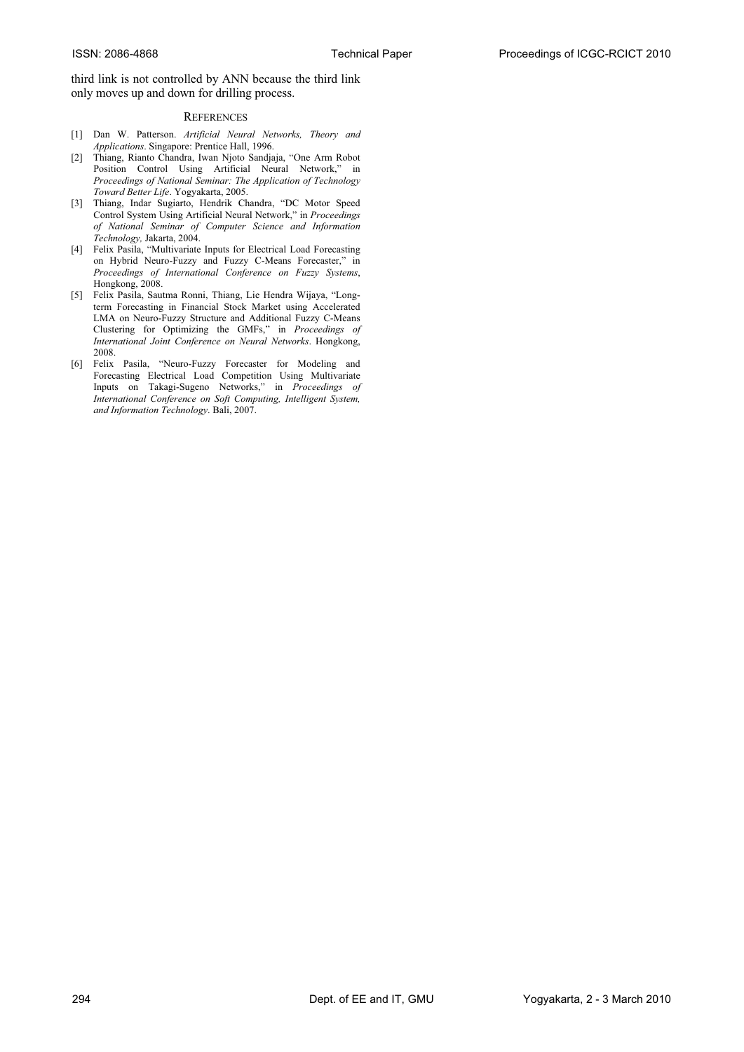third link is not controlled by ANN because the third link only moves up and down for drilling process.

## References

[1] Dan W. Patterson. *Artificial Neural Networks, Theory and Applications*. Singapore: Prentice Hall, 1996.

[2] Thiang, Rianto Chandra, Iwan Njoto Sandjaja, "One Arm Robot Position Control Using Artificial Neural Network," in *Proceedings of National Seminar: The Application of Technology Toward Better Life*. Yogyakarta, 2005.

[3] Thiang, Indar Sugiarto, Hendrik Chandra, "DC Motor Speed Control System Using Artificial Neural Network," in *Proceedings of National Seminar of Computer Science and Information Technology,* Jakarta, 2004.

[4] Felix Pasila, "Multivariate Inputs for Electrical Load Forecasting on Hybrid Neuro-Fuzzy and Fuzzy C-Means Forecaster," in *Proceedings of International Conference on Fuzzy Systems*, Hongkong, 2008.

[5] Felix Pasila, Sautma Ronni, Thiang, Lie Hendra Wijaya, "Long-term Forecasting in Financial Stock Market using Accelerated LMA on Neuro-Fuzzy Structure and Additional Fuzzy C-Means Clustering for Optimizing the GMFs," in *Proceedings of International Joint Conference on Neural Networks*. Hongkong, 2008.

[6] Felix Pasila, "Neuro-Fuzzy Forecaster for Modeling and Forecasting Electrical Load Competition Using Multivariate Inputs on Takagi-Sugeno Networks," in *Proceedings of International Conference on Soft Computing, Intelligent System, and Information Technology*. Bali, 2007.